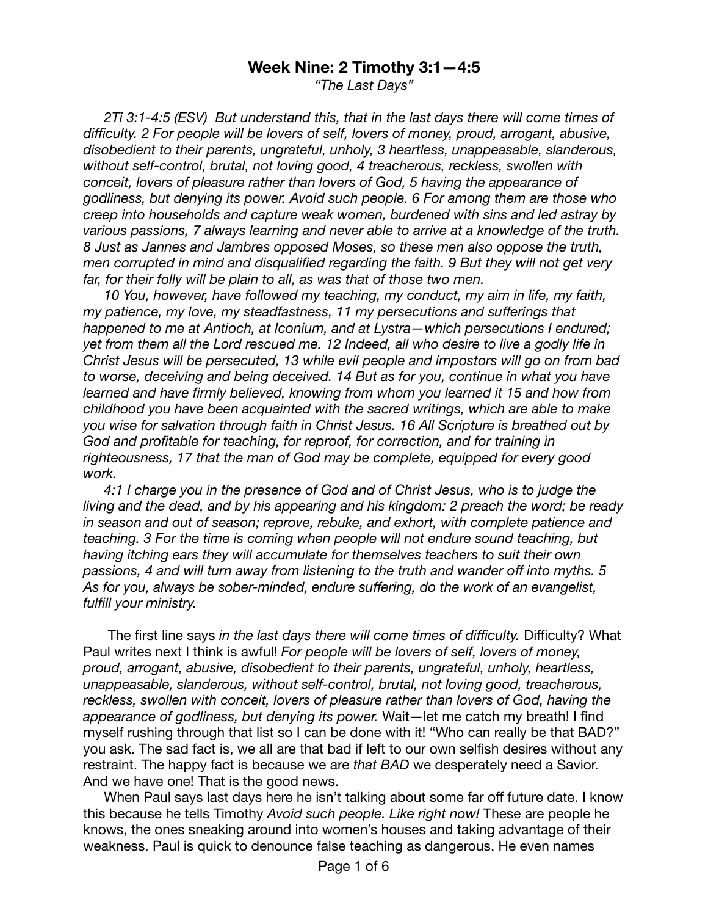# Week Nine: 2 Timothy 3:1—4:5

*"The Last Days"*

*2Ti 3:1-4:5 (ESV) But understand this, that in the last days there will come times of difficulty. 2 For people will be lovers of self, lovers of money, proud, arrogant, abusive, disobedient to their parents, ungrateful, unholy, 3 heartless, unappeasable, slanderous, without self-control, brutal, not loving good, 4 treacherous, reckless, swollen with conceit, lovers of pleasure rather than lovers of God, 5 having the appearance of godliness, but denying its power. Avoid such people. 6 For among them are those who creep into households and capture weak women, burdened with sins and led astray by various passions, 7 always learning and never able to arrive at a knowledge of the truth. 8 Just as Jannes and Jambres opposed Moses, so these men also oppose the truth, men corrupted in mind and disqualified regarding the faith. 9 But they will not get very far, for their folly will be plain to all, as was that of those two men.*

*10 You, however, have followed my teaching, my conduct, my aim in life, my faith, my patience, my love, my steadfastness, 11 my persecutions and sufferings that happened to me at Antioch, at Iconium, and at Lystra—which persecutions I endured; yet from them all the Lord rescued me. 12 Indeed, all who desire to live a godly life in Christ Jesus will be persecuted, 13 while evil people and impostors will go on from bad to worse, deceiving and being deceived. 14 But as for you, continue in what you have learned and have firmly believed, knowing from whom you learned it 15 and how from childhood you have been acquainted with the sacred writings, which are able to make you wise for salvation through faith in Christ Jesus. 16 All Scripture is breathed out by God and profitable for teaching, for reproof, for correction, and for training in righteousness, 17 that the man of God may be complete, equipped for every good work.*

*4:1 I charge you in the presence of God and of Christ Jesus, who is to judge the living and the dead, and by his appearing and his kingdom: 2 preach the word; be ready in season and out of season; reprove, rebuke, and exhort, with complete patience and teaching. 3 For the time is coming when people will not endure sound teaching, but having itching ears they will accumulate for themselves teachers to suit their own passions, 4 and will turn away from listening to the truth and wander off into myths. 5 As for you, always be sober-minded, endure suffering, do the work of an evangelist, fulfill your ministry.*

The first line says *in the last days there will come times of difficulty.* Difficulty? What Paul writes next I think is awful! *For people will be lovers of self, lovers of money, proud, arrogant, abusive, disobedient to their parents, ungrateful, unholy, heartless, unappeasable, slanderous, without self-control, brutal, not loving good, treacherous, reckless, swollen with conceit, lovers of pleasure rather than lovers of God, having the appearance of godliness, but denying its power.* Wait—let me catch my breath! I find myself rushing through that list so I can be done with it! "Who can really be that BAD?" you ask. The sad fact is, we all are that bad if left to our own selfish desires without any restraint. The happy fact is because we are *that BAD* we desperately need a Savior. And we have one! That is the good news.

When Paul says last days here he isn't talking about some far off future date. I know this because he tells Timothy *Avoid such people. Like right now!* These are people he knows, the ones sneaking around into women's houses and taking advantage of their weakness. Paul is quick to denounce false teaching as dangerous. He even names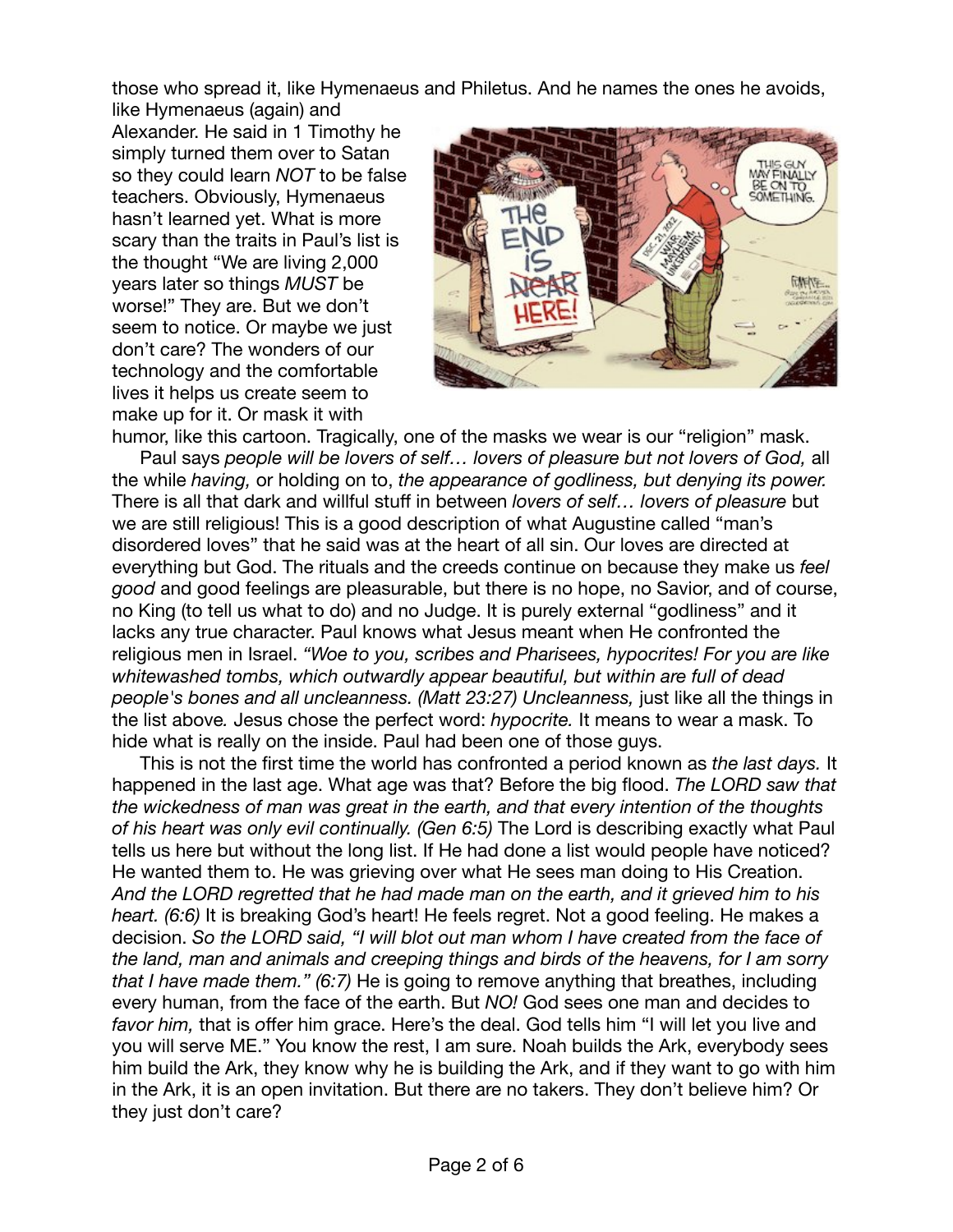those who spread it, like Hymenaeus and Philetus. And he names the ones he avoids, like Hymenaeus (again) and Alexander. He said in 1 Timothy he simply turned them over to Satan so they could learn *NOT* to be false teachers. Obviously, Hymenaeus hasn't learned yet. What is more scary than the traits in Paul's list is the thought "We are living 2,000 years later so things *MUST* be worse!" They are. But we don't seem to notice. Or maybe we just don't care? The wonders of our technology and the comfortable lives it helps us create seem to make up for it. Or mask it with humor, like this cartoon. Tragically, one of the masks we wear is our "religion" mask.

Paul says *people will be lovers of self… lovers of pleasure but not lovers of God,* all the while *having,* or holding on to, *the appearance of godliness, but denying its power.* There is all that dark and willful stuff in between *lovers of self… lovers of pleasure* but we are still religious! This is a good description of what Augustine called "man's disordered loves" that he said was at the heart of all sin. Our loves are directed at everything but God. The rituals and the creeds continue on because they make us *feel good* and good feelings are pleasurable, but there is no hope, no Savior, and of course, no King (to tell us what to do) and no Judge. It is purely external "godliness" and it lacks any true character. Paul knows what Jesus meant when He confronted the religious men in Israel. *"Woe to you, scribes and Pharisees, hypocrites! For you are like whitewashed tombs, which outwardly appear beautiful, but within are full of dead people's bones and all uncleanness. (Matt 23:27) Uncleanness,* just like all the things in the list above*.* Jesus chose the perfect word: *hypocrite.* It means to wear a mask. To hide what is really on the inside. Paul had been one of those guys.

This is not the first time the world has confronted a period known as *the last days.* It happened in the last age. What age was that? Before the big flood. *The LORD saw that the wickedness of man was great in the earth, and that every intention of the thoughts of his heart was only evil continually. (Gen 6:5)* The Lord is describing exactly what Paul tells us here but without the long list. If He had done a list would people have noticed? He wanted them to. He was grieving over what He sees man doing to His Creation. *And the LORD regretted that he had made man on the earth, and it grieved him to his heart. (6:6)* It is breaking God's heart! He feels regret. Not a good feeling. He makes a decision. *So the LORD said, "I will blot out man whom I have created from the face of the land, man and animals and creeping things and birds of the heavens, for I am sorry that I have made them." (6:7)* He is going to remove anything that breathes, including every human, from the face of the earth. But *NO!* God sees one man and decides to *favor him,* that is offer him grace. Here's the deal. God tells him "I will let you live and you will serve ME." You know the rest, I am sure. Noah builds the Ark, everybody sees him build the Ark, they know why he is building the Ark, and if they want to go with him in the Ark, it is an open invitation. But there are no takers. They don't believe him? Or they just don't care?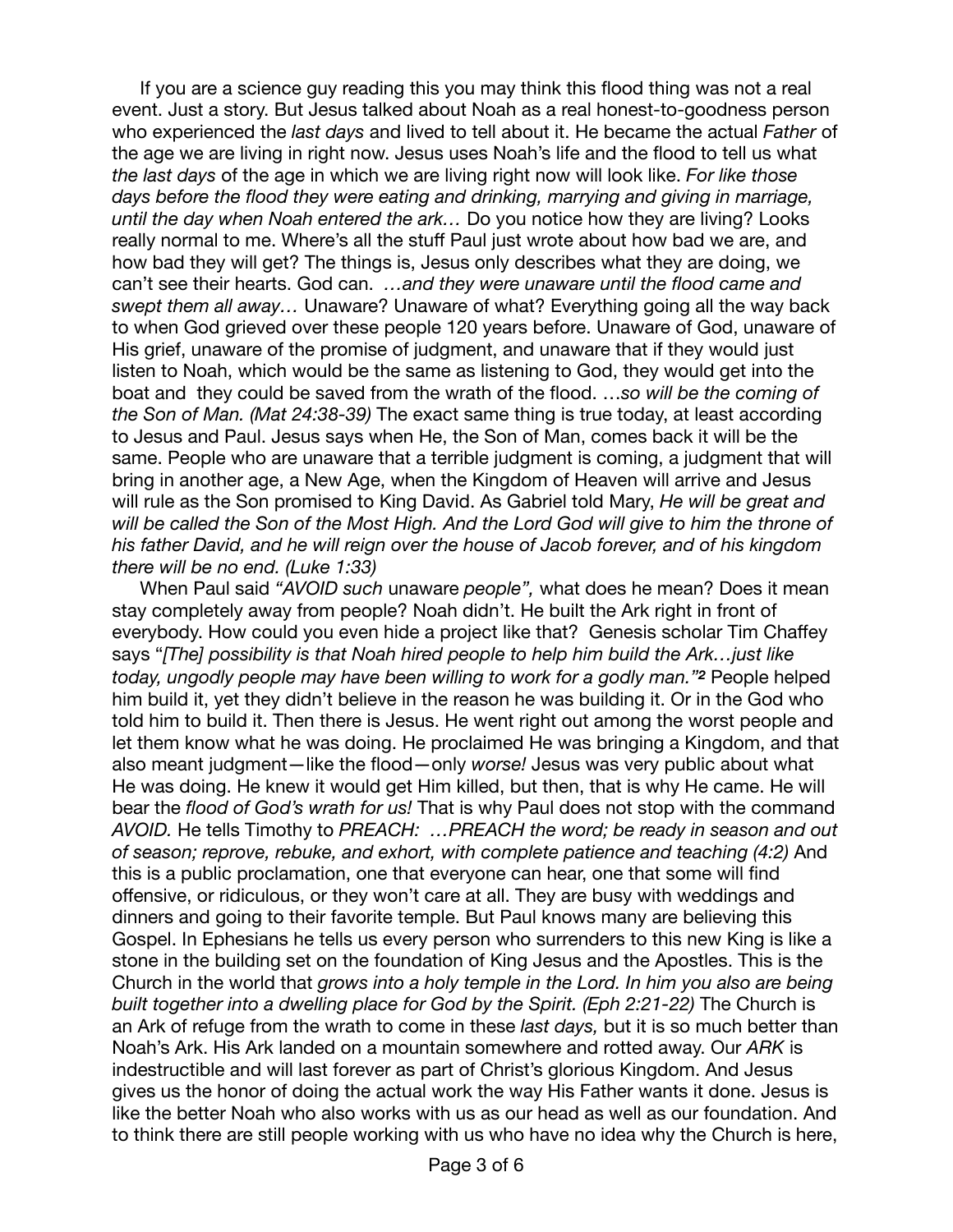If you are a science guy reading this you may think this flood thing was not a real event. Just a story. But Jesus talked about Noah as a real honest-to-goodness person who experienced the *last days* and lived to tell about it. He became the actual *Father* of the age we are living in right now. Jesus uses Noah's life and the flood to tell us what *the last days* of the age in which we are living right now will look like. *For like those days before the flood they were eating and drinking, marrying and giving in marriage, until the day when Noah entered the ark…* Do you notice how they are living? Looks really normal to me. Where's all the stuff Paul just wrote about how bad we are, and how bad they will get? The things is, Jesus only describes what they are doing, we can't see their hearts. God can. *…and they were unaware until the flood came and swept them all away…* Unaware? Unaware of what? Everything going all the way back to when God grieved over these people 120 years before. Unaware of God, unaware of His grief, unaware of the promise of judgment, and unaware that if they would just listen to Noah, which would be the same as listening to God, they would get into the boat and they could be saved from the wrath of the flood. …*so will be the coming of the Son of Man. (Mat 24:38-39)* The exact same thing is true today, at least according to Jesus and Paul. Jesus says when He, the Son of Man, comes back it will be the same. People who are unaware that a terrible judgment is coming, a judgment that will bring in another age, a New Age, when the Kingdom of Heaven will arrive and Jesus will rule as the Son promised to King David. As Gabriel told Mary, *He will be great and will be called the Son of the Most High. And the Lord God will give to him the throne of his father David, and he will reign over the house of Jacob forever, and of his kingdom there will be no end. (Luke 1:33)*

When Paul said *"AVOID such* unaware *people",* what does he mean? Does it mean stay completely away from people? Noah didn't. He built the Ark right in front of everybody. How could you even hide a project like that? Genesis scholar Tim Chaffey says "*[The] possibility is that Noah hired people to help him build the Ark…just like today, ungodly people may have been willing to work for a godly man."*[2] People helped him build it, yet they didn't believe in the reason he was building it. Or in the God who told him to build it. Then there is Jesus. He went right out among the worst people and let them know what he was doing. He proclaimed He was bringing a Kingdom, and that also meant judgment—like the flood—only *worse!* Jesus was very public about what He was doing. He knew it would get Him killed, but then, that is why He came. He will bear the *flood of God's wrath for us!* That is why Paul does not stop with the command *AVOID.* He tells Timothy to *PREACH: …PREACH the word; be ready in season and out of season; reprove, rebuke, and exhort, with complete patience and teaching (4:2)* And this is a public proclamation, one that everyone can hear, one that some will find offensive, or ridiculous, or they won't care at all. They are busy with weddings and dinners and going to their favorite temple. But Paul knows many are believing this Gospel. In Ephesians he tells us every person who surrenders to this new King is like a stone in the building set on the foundation of King Jesus and the Apostles. This is the Church in the world that *grows into a holy temple in the Lord. In him you also are being built together into a dwelling place for God by the Spirit. (Eph 2:21-22)* The Church is an Ark of refuge from the wrath to come in these *last days,* but it is so much better than Noah's Ark. His Ark landed on a mountain somewhere and rotted away. Our *ARK* is indestructible and will last forever as part of Christ's glorious Kingdom. And Jesus gives us the honor of doing the actual work the way His Father wants it done. Jesus is like the better Noah who also works with us as our head as well as our foundation. And to think there are still people working with us who have no idea why the Church is here,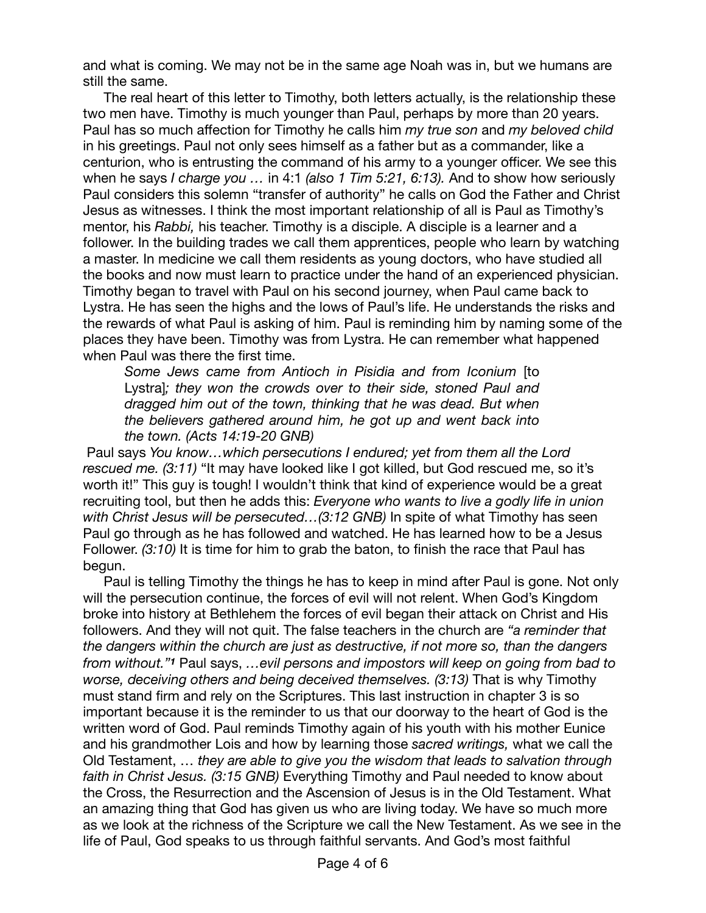and what is coming. We may not be in the same age Noah was in, but we humans are still the same.

The real heart of this letter to Timothy, both letters actually, is the relationship these two men have. Timothy is much younger than Paul, perhaps by more than 20 years. Paul has so much affection for Timothy he calls him *my true son* and *my beloved child* in his greetings. Paul not only sees himself as a father but as a commander, like a centurion, who is entrusting the command of his army to a younger officer. We see this when he says *I charge you …* in 4:1 *(also 1 Tim 5:21, 6:13).* And to show how seriously Paul considers this solemn "transfer of authority" he calls on God the Father and Christ Jesus as witnesses. I think the most important relationship of all is Paul as Timothy's mentor, his *Rabbi,* his teacher. Timothy is a disciple. A disciple is a learner and a follower. In the building trades we call them apprentices, people who learn by watching a master. In medicine we call them residents as young doctors, who have studied all the books and now must learn to practice under the hand of an experienced physician. Timothy began to travel with Paul on his second journey, when Paul came back to Lystra. He has seen the highs and the lows of Paul's life. He understands the risks and the rewards of what Paul is asking of him. Paul is reminding him by naming some of the places they have been. Timothy was from Lystra. He can remember what happened when Paul was there the first time.

> *Some Jews came from Antioch in Pisidia and from Iconium* [to Lystra]*; they won the crowds over to their side, stoned Paul and dragged him out of the town, thinking that he was dead. But when the believers gathered around him, he got up and went back into the town. (Acts 14:19-20 GNB)*

Paul says *You know…which persecutions I endured; yet from them all the Lord rescued me. (3:11)* "It may have looked like I got killed, but God rescued me, so it's worth it!" This guy is tough! I wouldn't think that kind of experience would be a great recruiting tool, but then he adds this: *Everyone who wants to live a godly life in union with Christ Jesus will be persecuted…(3:12 GNB)* In spite of what Timothy has seen Paul go through as he has followed and watched. He has learned how to be a Jesus Follower. *(3:10)* It is time for him to grab the baton, to finish the race that Paul has begun.

Paul is telling Timothy the things he has to keep in mind after Paul is gone. Not only will the persecution continue, the forces of evil will not relent. When God's Kingdom broke into history at Bethlehem the forces of evil began their attack on Christ and His followers. And they will not quit. The false teachers in the church are *"a reminder that the dangers within the church are just as destructive, if not more so, than the dangers from without."*[1] Paul says, *…evil persons and impostors will keep on going from bad to worse, deceiving others and being deceived themselves. (3:13)* That is why Timothy must stand firm and rely on the Scriptures. This last instruction in chapter 3 is so important because it is the reminder to us that our doorway to the heart of God is the written word of God. Paul reminds Timothy again of his youth with his mother Eunice and his grandmother Lois and how by learning those *sacred writings,* what we call the Old Testament, … *they are able to give you the wisdom that leads to salvation through faith in Christ Jesus. (3:15 GNB)* Everything Timothy and Paul needed to know about the Cross, the Resurrection and the Ascension of Jesus is in the Old Testament. What an amazing thing that God has given us who are living today. We have so much more as we look at the richness of the Scripture we call the New Testament. As we see in the life of Paul, God speaks to us through faithful servants. And God's most faithful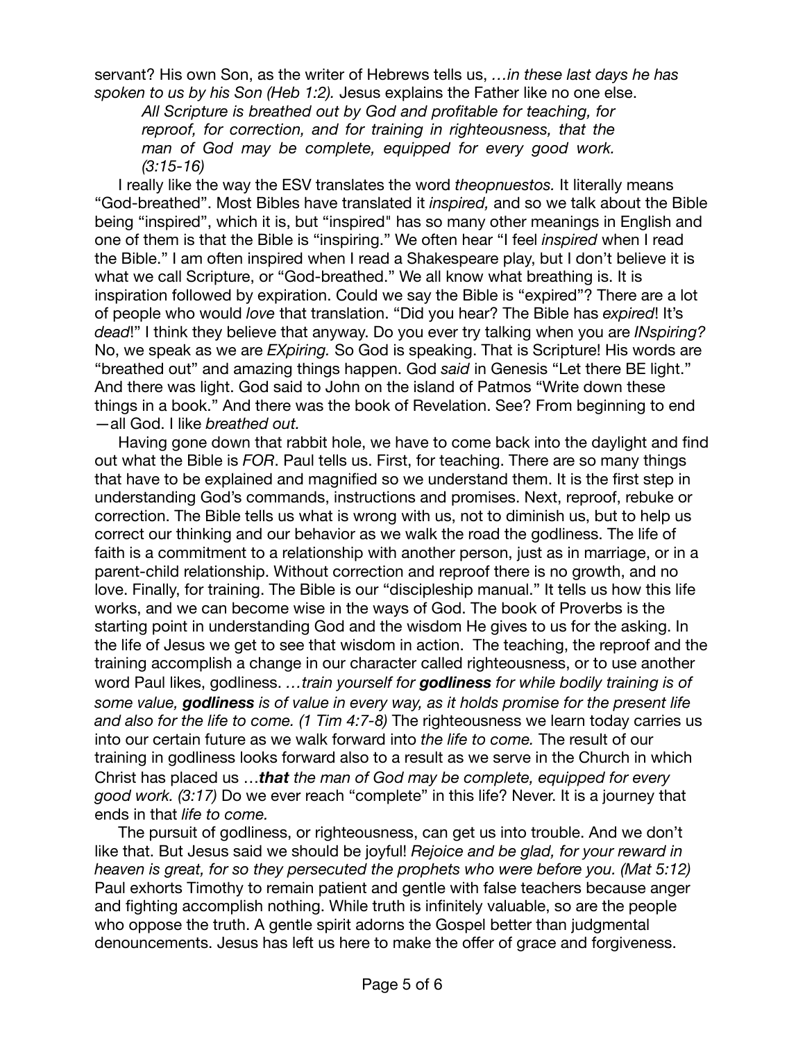servant? His own Son, as the writer of Hebrews tells us, *…in these last days he has spoken to us by his Son (Heb 1:2).* Jesus explains the Father like no one else.

> *All Scripture is breathed out by God and profitable for teaching, for reproof, for correction, and for training in righteousness, that the man of God may be complete, equipped for every good work. (3:15-16)*

I really like the way the ESV translates the word *theopnuestos.* It literally means "God-breathed". Most Bibles have translated it *inspired,* and so we talk about the Bible being "inspired", which it is, but "inspired" has so many other meanings in English and one of them is that the Bible is "inspiring." We often hear "I feel *inspired* when I read the Bible." I am often inspired when I read a Shakespeare play, but I don't believe it is what we call Scripture, or "God-breathed." We all know what breathing is. It is inspiration followed by expiration. Could we say the Bible is "expired"? There are a lot of people who would *love* that translation. "Did you hear? The Bible has *expired*! It's *dead*!" I think they believe that anyway. Do you ever try talking when you are *INspiring?* No, we speak as we are *EXpiring.* So God is speaking. That is Scripture! His words are "breathed out" and amazing things happen. God *said* in Genesis "Let there BE light." And there was light. God said to John on the island of Patmos "Write down these things in a book." And there was the book of Revelation. See? From beginning to end—all God. I like *breathed out.*

Having gone down that rabbit hole, we have to come back into the daylight and find out what the Bible is *FOR*. Paul tells us. First, for teaching. There are so many things that have to be explained and magnified so we understand them. It is the first step in understanding God's commands, instructions and promises. Next, reproof, rebuke or correction. The Bible tells us what is wrong with us, not to diminish us, but to help us correct our thinking and our behavior as we walk the road the godliness. The life of faith is a commitment to a relationship with another person, just as in marriage, or in a parent-child relationship. Without correction and reproof there is no growth, and no love. Finally, for training. The Bible is our "discipleship manual." It tells us how this life works, and we can become wise in the ways of God. The book of Proverbs is the starting point in understanding God and the wisdom He gives to us for the asking. In the life of Jesus we get to see that wisdom in action. The teaching, the reproof and the training accomplish a change in our character called righteousness, or to use another word Paul likes, godliness. *…train yourself for **godliness** for while bodily training is of some value, **godliness** is of value in every way, as it holds promise for the present life and also for the life to come. (1 Tim 4:7-8)* The righteousness we learn today carries us into our certain future as we walk forward into *the life to come.* The result of our training in godliness looks forward also to a result as we serve in the Church in which Christ has placed us …***that** the man of God may be complete, equipped for every good work. (3:17)* Do we ever reach "complete" in this life? Never. It is a journey that ends in that *life to come.*

The pursuit of godliness, or righteousness, can get us into trouble. And we don't like that. But Jesus said we should be joyful! *Rejoice and be glad, for your reward in heaven is great, for so they persecuted the prophets who were before you. (Mat 5:12)* Paul exhorts Timothy to remain patient and gentle with false teachers because anger and fighting accomplish nothing. While truth is infinitely valuable, so are the people who oppose the truth. A gentle spirit adorns the Gospel better than judgmental denouncements. Jesus has left us here to make the offer of grace and forgiveness.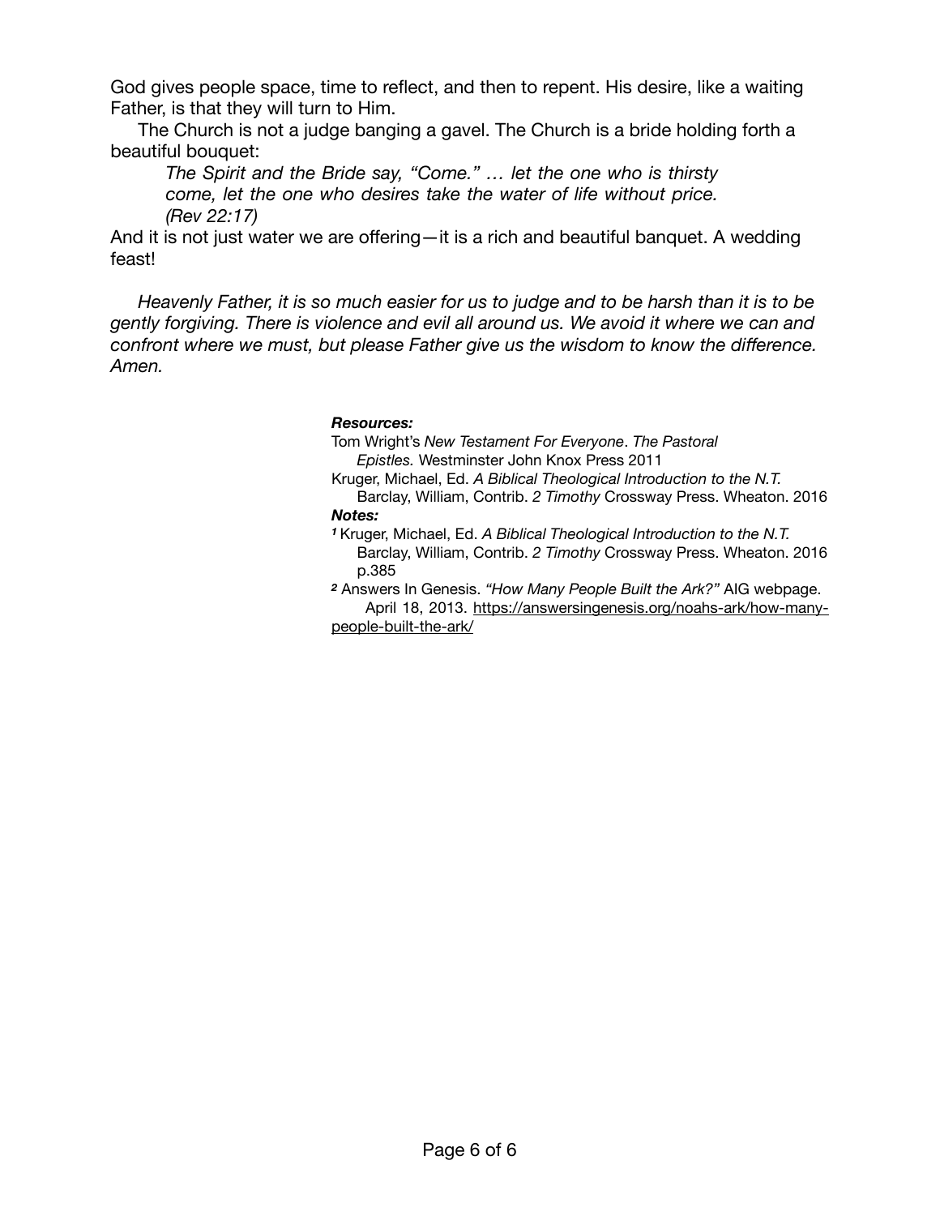God gives people space, time to reflect, and then to repent. His desire, like a waiting Father, is that they will turn to Him.

The Church is not a judge banging a gavel. The Church is a bride holding forth a beautiful bouquet:

> *The Spirit and the Bride say, "Come." … let the one who is thirsty come, let the one who desires take the water of life without price. (Rev 22:17)*

And it is not just water we are offering—it is a rich and beautiful banquet. A wedding feast!

*Heavenly Father, it is so much easier for us to judge and to be harsh than it is to be gently forgiving. There is violence and evil all around us. We avoid it where we can and confront where we must, but please Father give us the wisdom to know the difference. Amen.*

***Resources:***

Tom Wright's *New Testament For Everyone*. *The Pastoral Epistles.* Westminster John Knox Press 2011

Kruger, Michael, Ed. *A Biblical Theological Introduction to the N.T.* Barclay, William, Contrib. *2 Timothy* Crossway Press. Wheaton. 2016

***Notes:***

[1] Kruger, Michael, Ed. *A Biblical Theological Introduction to the N.T.* Barclay, William, Contrib. *2 Timothy* Crossway Press. Wheaton. 2016 p.385

[2] Answers In Genesis. *"How Many People Built the Ark?"* AIG webpage. April 18, 2013. https://answersingenesis.org/noahs-ark/how-many-people-built-the-ark/